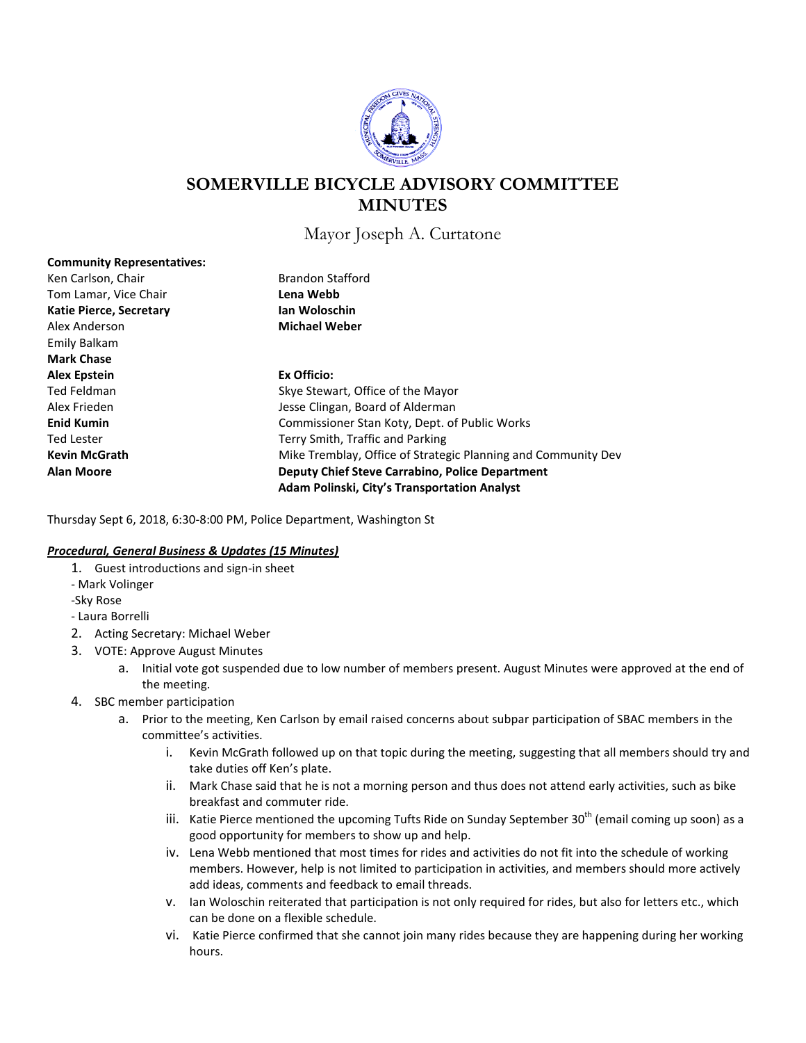# SOMERVILLE BICYCLE ADVISORY COMMITTEE MINUTES

Mayor Joseph A. Curtatone

**Community Representatives:**

Ken Carlson, Chair
Tom Lamar, Vice Chair
**Katie Pierce, Secretary**
Alex Anderson
Emily Balkam
**Mark Chase**
**Alex Epstein**
Ted Feldman
Alex Frieden
**Enid Kumin**
Ted Lester
**Kevin McGrath**
**Alan Moore**
Brandon Stafford
**Lena Webb**
**Ian Woloschin**
**Michael Weber**

**Ex Officio:**

Skye Stewart, Office of the Mayor
Jesse Clingan, Board of Alderman
Commissioner Stan Koty, Dept. of Public Works
Terry Smith, Traffic and Parking
Mike Tremblay, Office of Strategic Planning and Community Dev
**Deputy Chief Steve Carrabino, Police Department**
**Adam Polinski, City's Transportation Analyst**

Thursday Sept 6, 2018, 6:30-8:00 PM, Police Department, Washington St

***Procedural, General Business & Updates (15 Minutes)***

1. Guest introductions and sign-in sheet
   - Mark Volinger
   - Sky Rose
   - Laura Borrelli
2. Acting Secretary: Michael Weber
3. VOTE: Approve August Minutes
   a. Initial vote got suspended due to low number of members present. August Minutes were approved at the end of the meeting.
4. SBC member participation
   a. Prior to the meeting, Ken Carlson by email raised concerns about subpar participation of SBAC members in the committee's activities.
      i. Kevin McGrath followed up on that topic during the meeting, suggesting that all members should try and take duties off Ken's plate.
      ii. Mark Chase said that he is not a morning person and thus does not attend early activities, such as bike breakfast and commuter ride.
      iii. Katie Pierce mentioned the upcoming Tufts Ride on Sunday September 30th (email coming up soon) as a good opportunity for members to show up and help.
      iv. Lena Webb mentioned that most times for rides and activities do not fit into the schedule of working members. However, help is not limited to participation in activities, and members should more actively add ideas, comments and feedback to email threads.
      v. Ian Woloschin reiterated that participation is not only required for rides, but also for letters etc., which can be done on a flexible schedule.
      vi. Katie Pierce confirmed that she cannot join many rides because they are happening during her working hours.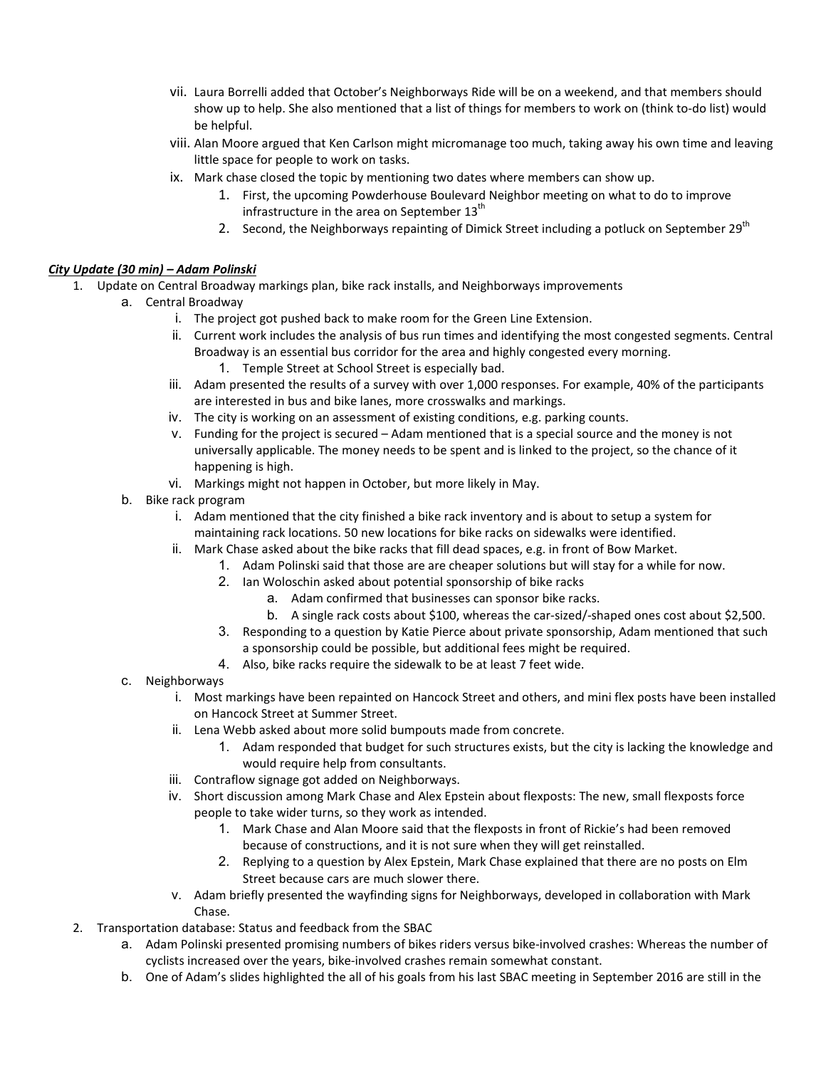vii. Laura Borrelli added that October's Neighborways Ride will be on a weekend, and that members should show up to help. She also mentioned that a list of things for members to work on (think to-do list) would be helpful.

viii. Alan Moore argued that Ken Carlson might micromanage too much, taking away his own time and leaving little space for people to work on tasks.

ix. Mark chase closed the topic by mentioning two dates where members can show up.

1. First, the upcoming Powderhouse Boulevard Neighbor meeting on what to do to improve infrastructure in the area on September 13th
2. Second, the Neighborways repainting of Dimick Street including a potluck on September 29th

***City Update (30 min) – Adam Polinski***

1. Update on Central Broadway markings plan, bike rack installs, and Neighborways improvements
   a. Central Broadway
      i. The project got pushed back to make room for the Green Line Extension.
      ii. Current work includes the analysis of bus run times and identifying the most congested segments. Central Broadway is an essential bus corridor for the area and highly congested every morning.
         1. Temple Street at School Street is especially bad.
      iii. Adam presented the results of a survey with over 1,000 responses. For example, 40% of the participants are interested in bus and bike lanes, more crosswalks and markings.
      iv. The city is working on an assessment of existing conditions, e.g. parking counts.
      v. Funding for the project is secured – Adam mentioned that is a special source and the money is not universally applicable. The money needs to be spent and is linked to the project, so the chance of it happening is high.
      vi. Markings might not happen in October, but more likely in May.
   b. Bike rack program
      i. Adam mentioned that the city finished a bike rack inventory and is about to setup a system for maintaining rack locations. 50 new locations for bike racks on sidewalks were identified.
      ii. Mark Chase asked about the bike racks that fill dead spaces, e.g. in front of Bow Market.
         1. Adam Polinski said that those are are cheaper solutions but will stay for a while for now.
         2. Ian Woloschin asked about potential sponsorship of bike racks
            a. Adam confirmed that businesses can sponsor bike racks.
            b. A single rack costs about $100, whereas the car-sized/-shaped ones cost about $2,500.
         3. Responding to a question by Katie Pierce about private sponsorship, Adam mentioned that such a sponsorship could be possible, but additional fees might be required.
         4. Also, bike racks require the sidewalk to be at least 7 feet wide.
   c. Neighborways
      i. Most markings have been repainted on Hancock Street and others, and mini flex posts have been installed on Hancock Street at Summer Street.
      ii. Lena Webb asked about more solid bumpouts made from concrete.
         1. Adam responded that budget for such structures exists, but the city is lacking the knowledge and would require help from consultants.
      iii. Contraflow signage got added on Neighborways.
      iv. Short discussion among Mark Chase and Alex Epstein about flexposts: The new, small flexposts force people to take wider turns, so they work as intended.
         1. Mark Chase and Alan Moore said that the flexposts in front of Rickie's had been removed because of constructions, and it is not sure when they will get reinstalled.
         2. Replying to a question by Alex Epstein, Mark Chase explained that there are no posts on Elm Street because cars are much slower there.
      v. Adam briefly presented the wayfinding signs for Neighborways, developed in collaboration with Mark Chase.
2. Transportation database: Status and feedback from the SBAC
   a. Adam Polinski presented promising numbers of bikes riders versus bike-involved crashes: Whereas the number of cyclists increased over the years, bike-involved crashes remain somewhat constant.
   b. One of Adam's slides highlighted the all of his goals from his last SBAC meeting in September 2016 are still in the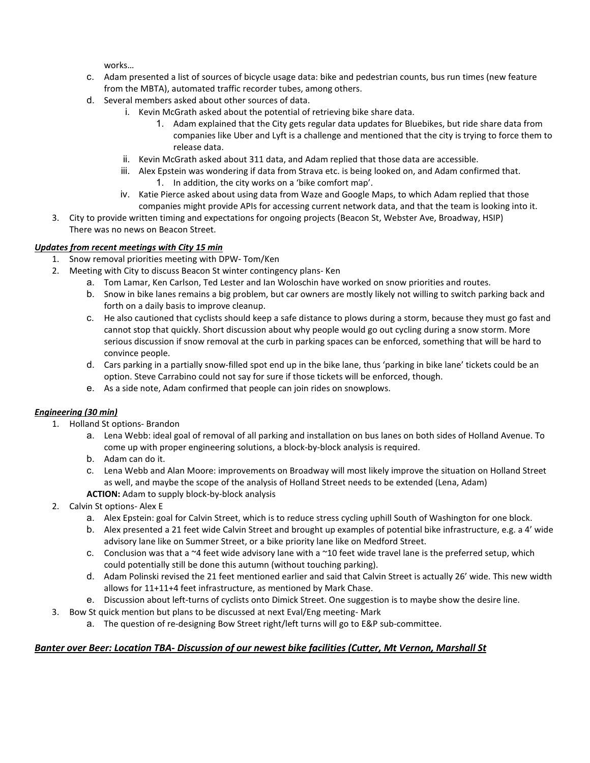works…

   c. Adam presented a list of sources of bicycle usage data: bike and pedestrian counts, bus run times (new feature from the MBTA), automated traffic recorder tubes, among others.
   d. Several members asked about other sources of data.
      i. Kevin McGrath asked about the potential of retrieving bike share data.
         1. Adam explained that the City gets regular data updates for Bluebikes, but ride share data from companies like Uber and Lyft is a challenge and mentioned that the city is trying to force them to release data.
      ii. Kevin McGrath asked about 311 data, and Adam replied that those data are accessible.
      iii. Alex Epstein was wondering if data from Strava etc. is being looked on, and Adam confirmed that.
         1. In addition, the city works on a 'bike comfort map'.
      iv. Katie Pierce asked about using data from Waze and Google Maps, to which Adam replied that those companies might provide APIs for accessing current network data, and that the team is looking into it.

3. City to provide written timing and expectations for ongoing projects (Beacon St, Webster Ave, Broadway, HSIP)
   There was no news on Beacon Street.

***Updates from recent meetings with City 15 min***

1. Snow removal priorities meeting with DPW- Tom/Ken
2. Meeting with City to discuss Beacon St winter contingency plans- Ken
   a. Tom Lamar, Ken Carlson, Ted Lester and Ian Woloschin have worked on snow priorities and routes.
   b. Snow in bike lanes remains a big problem, but car owners are mostly likely not willing to switch parking back and forth on a daily basis to improve cleanup.
   c. He also cautioned that cyclists should keep a safe distance to plows during a storm, because they must go fast and cannot stop that quickly. Short discussion about why people would go out cycling during a snow storm. More serious discussion if snow removal at the curb in parking spaces can be enforced, something that will be hard to convince people.
   d. Cars parking in a partially snow-filled spot end up in the bike lane, thus 'parking in bike lane' tickets could be an option. Steve Carrabino could not say for sure if those tickets will be enforced, though.
   e. As a side note, Adam confirmed that people can join rides on snowplows.

***Engineering (30 min)***

1. Holland St options- Brandon
   a. Lena Webb: ideal goal of removal of all parking and installation on bus lanes on both sides of Holland Avenue. To come up with proper engineering solutions, a block-by-block analysis is required.
   b. Adam can do it.
   c. Lena Webb and Alan Moore: improvements on Broadway will most likely improve the situation on Holland Street as well, and maybe the scope of the analysis of Holland Street needs to be extended (Lena, Adam)

   **ACTION:** Adam to supply block-by-block analysis

2. Calvin St options- Alex E
   a. Alex Epstein: goal for Calvin Street, which is to reduce stress cycling uphill South of Washington for one block.
   b. Alex presented a 21 feet wide Calvin Street and brought up examples of potential bike infrastructure, e.g. a 4' wide advisory lane like on Summer Street, or a bike priority lane like on Medford Street.
   c. Conclusion was that a ~4 feet wide advisory lane with a ~10 feet wide travel lane is the preferred setup, which could potentially still be done this autumn (without touching parking).
   d. Adam Polinski revised the 21 feet mentioned earlier and said that Calvin Street is actually 26' wide. This new width allows for 11+11+4 feet infrastructure, as mentioned by Mark Chase.
   e. Discussion about left-turns of cyclists onto Dimick Street. One suggestion is to maybe show the desire line.
3. Bow St quick mention but plans to be discussed at next Eval/Eng meeting- Mark
   a. The question of re-designing Bow Street right/left turns will go to E&P sub-committee.

***Banter over Beer: Location TBA- Discussion of our newest bike facilities (Cutter, Mt Vernon, Marshall St***